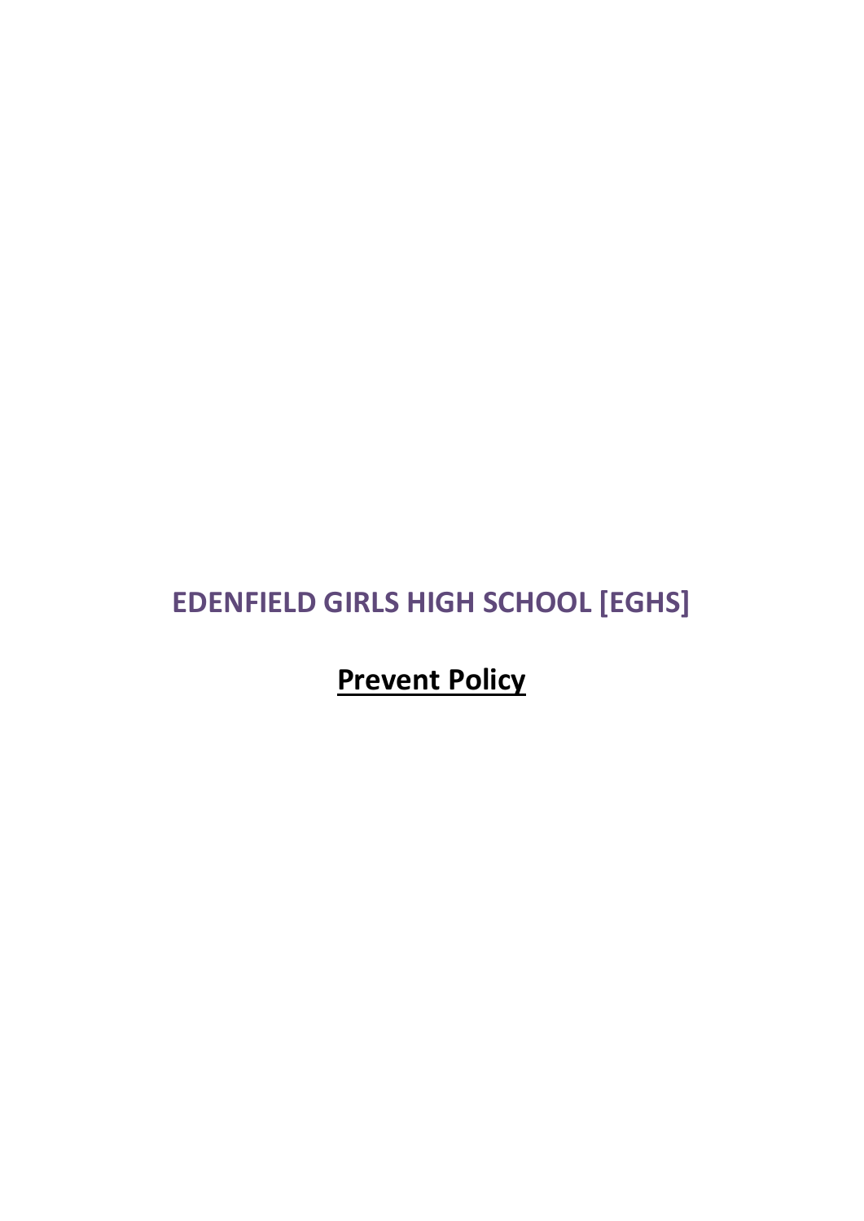# EDENFIELD GIRLS HIGH SCHOOL [EGHS]

## Prevent Policy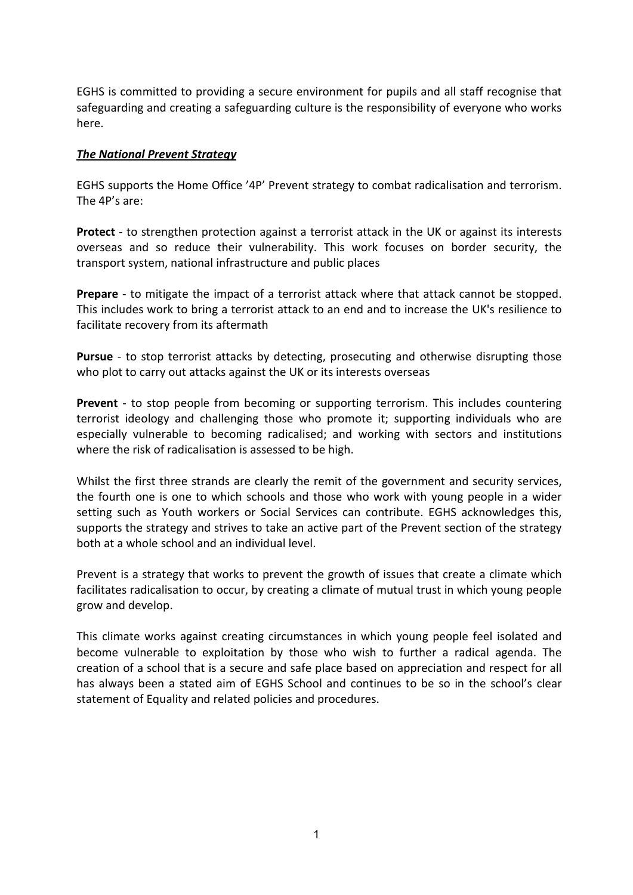EGHS is committed to providing a secure environment for pupils and all staff recognise that safeguarding and creating a safeguarding culture is the responsibility of everyone who works here.

***The National Prevent Strategy***

EGHS supports the Home Office '4P' Prevent strategy to combat radicalisation and terrorism. The 4P's are:

**Protect** - to strengthen protection against a terrorist attack in the UK or against its interests overseas and so reduce their vulnerability. This work focuses on border security, the transport system, national infrastructure and public places

**Prepare** - to mitigate the impact of a terrorist attack where that attack cannot be stopped. This includes work to bring a terrorist attack to an end and to increase the UK's resilience to facilitate recovery from its aftermath

**Pursue** - to stop terrorist attacks by detecting, prosecuting and otherwise disrupting those who plot to carry out attacks against the UK or its interests overseas

**Prevent** - to stop people from becoming or supporting terrorism. This includes countering terrorist ideology and challenging those who promote it; supporting individuals who are especially vulnerable to becoming radicalised; and working with sectors and institutions where the risk of radicalisation is assessed to be high.

Whilst the first three strands are clearly the remit of the government and security services, the fourth one is one to which schools and those who work with young people in a wider setting such as Youth workers or Social Services can contribute. EGHS acknowledges this, supports the strategy and strives to take an active part of the Prevent section of the strategy both at a whole school and an individual level.

Prevent is a strategy that works to prevent the growth of issues that create a climate which facilitates radicalisation to occur, by creating a climate of mutual trust in which young people grow and develop.

This climate works against creating circumstances in which young people feel isolated and become vulnerable to exploitation by those who wish to further a radical agenda. The creation of a school that is a secure and safe place based on appreciation and respect for all has always been a stated aim of EGHS School and continues to be so in the school's clear statement of Equality and related policies and procedures.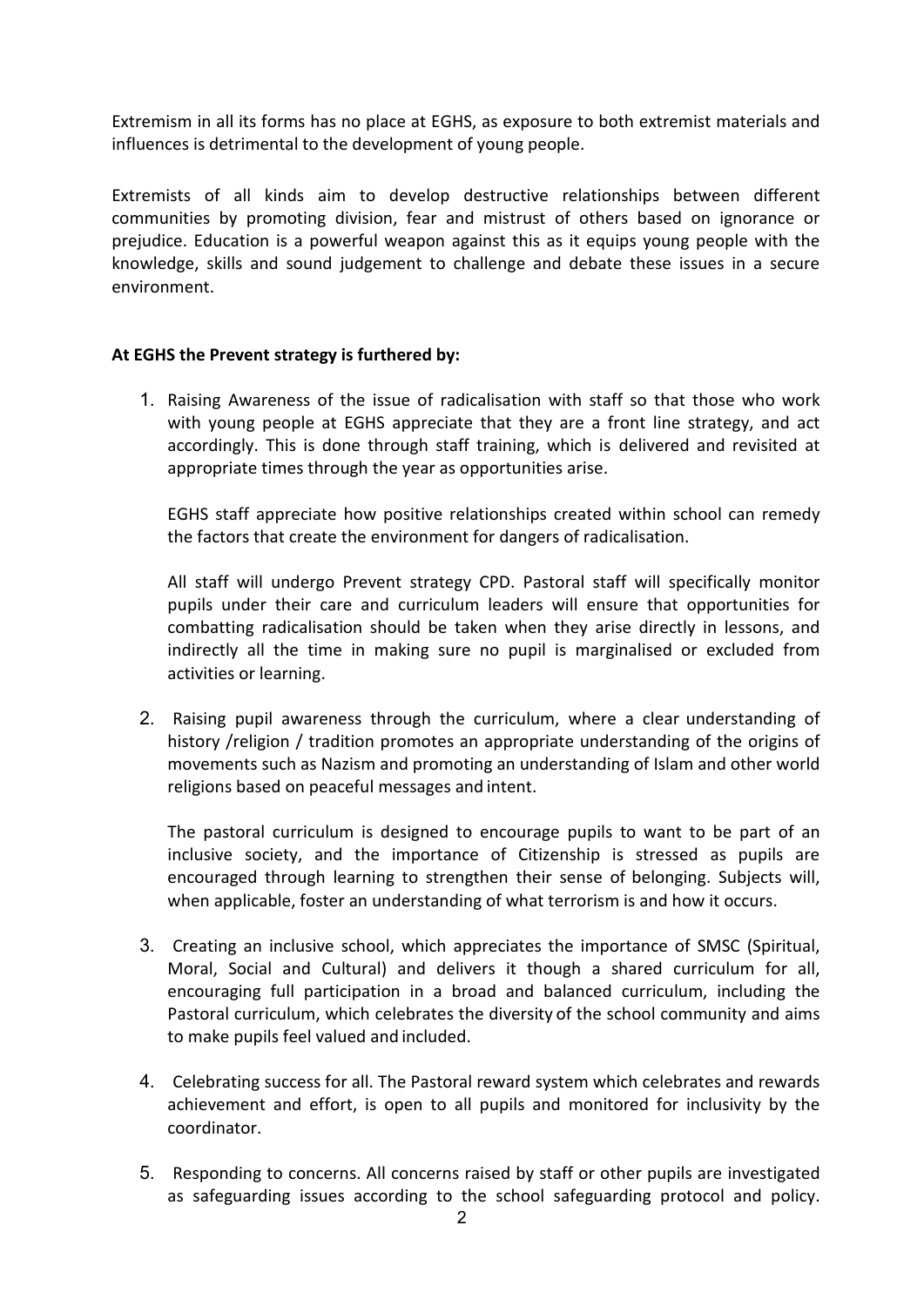Extremism in all its forms has no place at EGHS, as exposure to both extremist materials and influences is detrimental to the development of young people.

Extremists of all kinds aim to develop destructive relationships between different communities by promoting division, fear and mistrust of others based on ignorance or prejudice. Education is a powerful weapon against this as it equips young people with the knowledge, skills and sound judgement to challenge and debate these issues in a secure environment.

**At EGHS the Prevent strategy is furthered by:**

1. Raising Awareness of the issue of radicalisation with staff so that those who work with young people at EGHS appreciate that they are a front line strategy, and act accordingly. This is done through staff training, which is delivered and revisited at appropriate times through the year as opportunities arise.

   EGHS staff appreciate how positive relationships created within school can remedy the factors that create the environment for dangers of radicalisation.

   All staff will undergo Prevent strategy CPD. Pastoral staff will specifically monitor pupils under their care and curriculum leaders will ensure that opportunities for combatting radicalisation should be taken when they arise directly in lessons, and indirectly all the time in making sure no pupil is marginalised or excluded from activities or learning.

2. Raising pupil awareness through the curriculum, where a clear understanding of history /religion / tradition promotes an appropriate understanding of the origins of movements such as Nazism and promoting an understanding of Islam and other world religions based on peaceful messages and intent.

   The pastoral curriculum is designed to encourage pupils to want to be part of an inclusive society, and the importance of Citizenship is stressed as pupils are encouraged through learning to strengthen their sense of belonging. Subjects will, when applicable, foster an understanding of what terrorism is and how it occurs.

3. Creating an inclusive school, which appreciates the importance of SMSC (Spiritual, Moral, Social and Cultural) and delivers it though a shared curriculum for all, encouraging full participation in a broad and balanced curriculum, including the Pastoral curriculum, which celebrates the diversity of the school community and aims to make pupils feel valued and included.

4. Celebrating success for all. The Pastoral reward system which celebrates and rewards achievement and effort, is open to all pupils and monitored for inclusivity by the coordinator.

5. Responding to concerns. All concerns raised by staff or other pupils are investigated as safeguarding issues according to the school safeguarding protocol and policy.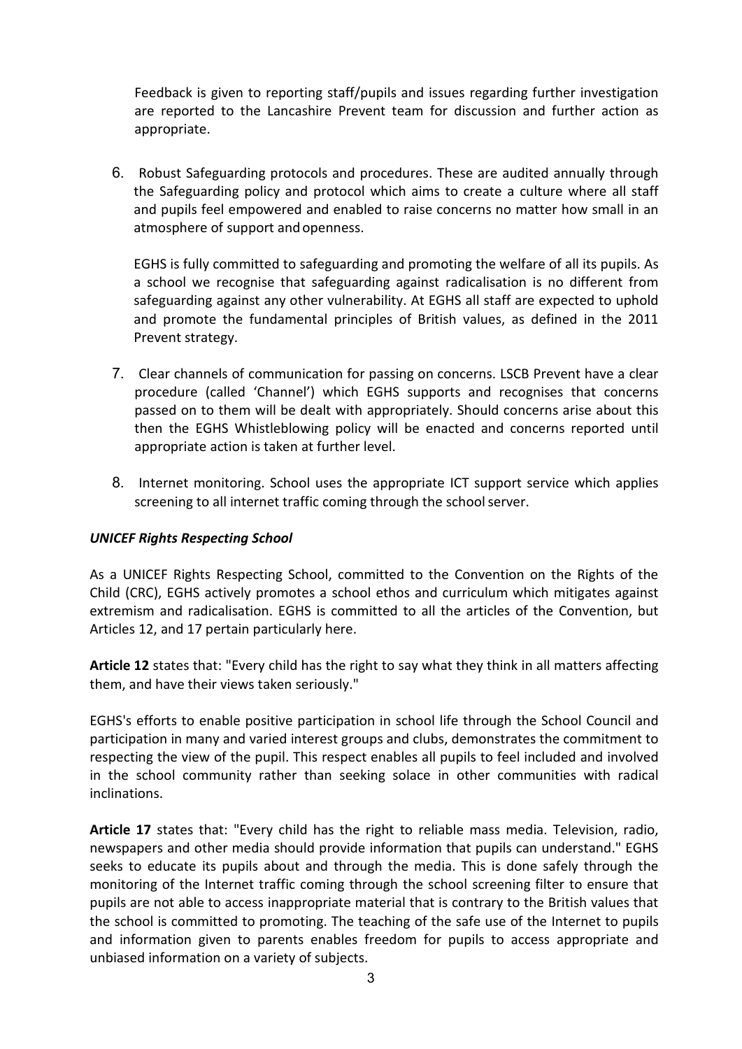Feedback is given to reporting staff/pupils and issues regarding further investigation are reported to the Lancashire Prevent team for discussion and further action as appropriate.

6. Robust Safeguarding protocols and procedures. These are audited annually through the Safeguarding policy and protocol which aims to create a culture where all staff and pupils feel empowered and enabled to raise concerns no matter how small in an atmosphere of support and openness.

   EGHS is fully committed to safeguarding and promoting the welfare of all its pupils. As a school we recognise that safeguarding against radicalisation is no different from safeguarding against any other vulnerability. At EGHS all staff are expected to uphold and promote the fundamental principles of British values, as defined in the 2011 Prevent strategy.

7. Clear channels of communication for passing on concerns. LSCB Prevent have a clear procedure (called 'Channel') which EGHS supports and recognises that concerns passed on to them will be dealt with appropriately. Should concerns arise about this then the EGHS Whistleblowing policy will be enacted and concerns reported until appropriate action is taken at further level.

8. Internet monitoring. School uses the appropriate ICT support service which applies screening to all internet traffic coming through the school server.

***UNICEF Rights Respecting School***

As a UNICEF Rights Respecting School, committed to the Convention on the Rights of the Child (CRC), EGHS actively promotes a school ethos and curriculum which mitigates against extremism and radicalisation. EGHS is committed to all the articles of the Convention, but Articles 12, and 17 pertain particularly here.

**Article 12** states that: "Every child has the right to say what they think in all matters affecting them, and have their views taken seriously."

EGHS's efforts to enable positive participation in school life through the School Council and participation in many and varied interest groups and clubs, demonstrates the commitment to respecting the view of the pupil. This respect enables all pupils to feel included and involved in the school community rather than seeking solace in other communities with radical inclinations.

**Article 17** states that: "Every child has the right to reliable mass media. Television, radio, newspapers and other media should provide information that pupils can understand." EGHS seeks to educate its pupils about and through the media. This is done safely through the monitoring of the Internet traffic coming through the school screening filter to ensure that pupils are not able to access inappropriate material that is contrary to the British values that the school is committed to promoting. The teaching of the safe use of the Internet to pupils and information given to parents enables freedom for pupils to access appropriate and unbiased information on a variety of subjects.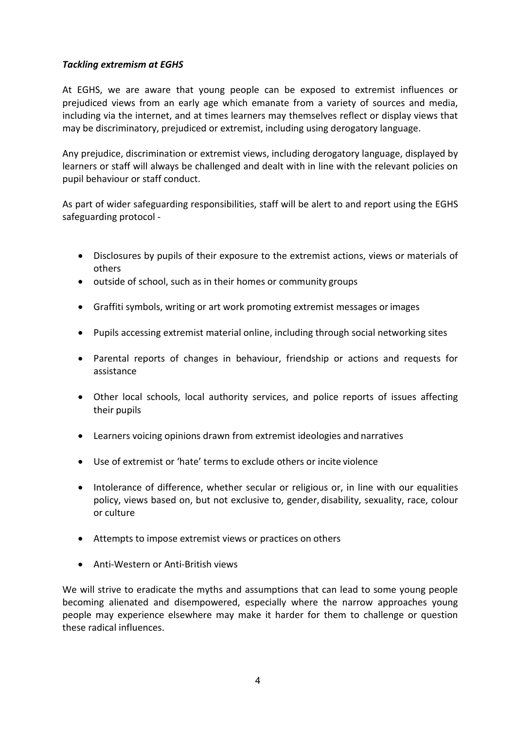***Tackling extremism at EGHS***

At EGHS, we are aware that young people can be exposed to extremist influences or prejudiced views from an early age which emanate from a variety of sources and media, including via the internet, and at times learners may themselves reflect or display views that may be discriminatory, prejudiced or extremist, including using derogatory language.

Any prejudice, discrimination or extremist views, including derogatory language, displayed by learners or staff will always be challenged and dealt with in line with the relevant policies on pupil behaviour or staff conduct.

As part of wider safeguarding responsibilities, staff will be alert to and report using the EGHS safeguarding protocol -

- Disclosures by pupils of their exposure to the extremist actions, views or materials of others
- outside of school, such as in their homes or community groups
- Graffiti symbols, writing or art work promoting extremist messages or images
- Pupils accessing extremist material online, including through social networking sites
- Parental reports of changes in behaviour, friendship or actions and requests for assistance
- Other local schools, local authority services, and police reports of issues affecting their pupils
- Learners voicing opinions drawn from extremist ideologies and narratives
- Use of extremist or 'hate' terms to exclude others or incite violence
- Intolerance of difference, whether secular or religious or, in line with our equalities policy, views based on, but not exclusive to, gender, disability, sexuality, race, colour or culture
- Attempts to impose extremist views or practices on others
- Anti-Western or Anti-British views

We will strive to eradicate the myths and assumptions that can lead to some young people becoming alienated and disempowered, especially where the narrow approaches young people may experience elsewhere may make it harder for them to challenge or question these radical influences.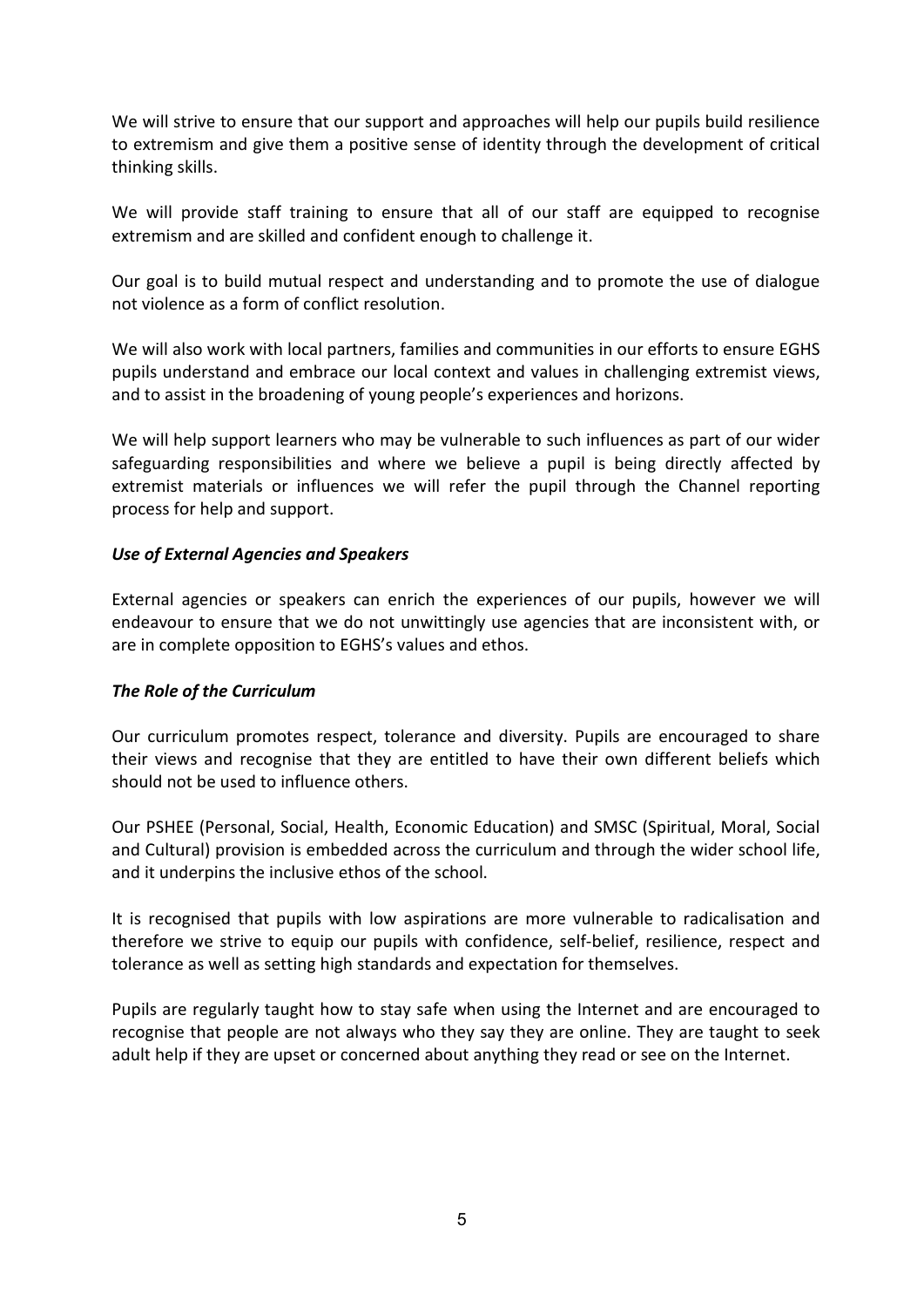We will strive to ensure that our support and approaches will help our pupils build resilience to extremism and give them a positive sense of identity through the development of critical thinking skills.

We will provide staff training to ensure that all of our staff are equipped to recognise extremism and are skilled and confident enough to challenge it.

Our goal is to build mutual respect and understanding and to promote the use of dialogue not violence as a form of conflict resolution.

We will also work with local partners, families and communities in our efforts to ensure EGHS pupils understand and embrace our local context and values in challenging extremist views, and to assist in the broadening of young people's experiences and horizons.

We will help support learners who may be vulnerable to such influences as part of our wider safeguarding responsibilities and where we believe a pupil is being directly affected by extremist materials or influences we will refer the pupil through the Channel reporting process for help and support.

***Use of External Agencies and Speakers***

External agencies or speakers can enrich the experiences of our pupils, however we will endeavour to ensure that we do not unwittingly use agencies that are inconsistent with, or are in complete opposition to EGHS's values and ethos.

***The Role of the Curriculum***

Our curriculum promotes respect, tolerance and diversity. Pupils are encouraged to share their views and recognise that they are entitled to have their own different beliefs which should not be used to influence others.

Our PSHEE (Personal, Social, Health, Economic Education) and SMSC (Spiritual, Moral, Social and Cultural) provision is embedded across the curriculum and through the wider school life, and it underpins the inclusive ethos of the school.

It is recognised that pupils with low aspirations are more vulnerable to radicalisation and therefore we strive to equip our pupils with confidence, self-belief, resilience, respect and tolerance as well as setting high standards and expectation for themselves.

Pupils are regularly taught how to stay safe when using the Internet and are encouraged to recognise that people are not always who they say they are online. They are taught to seek adult help if they are upset or concerned about anything they read or see on the Internet.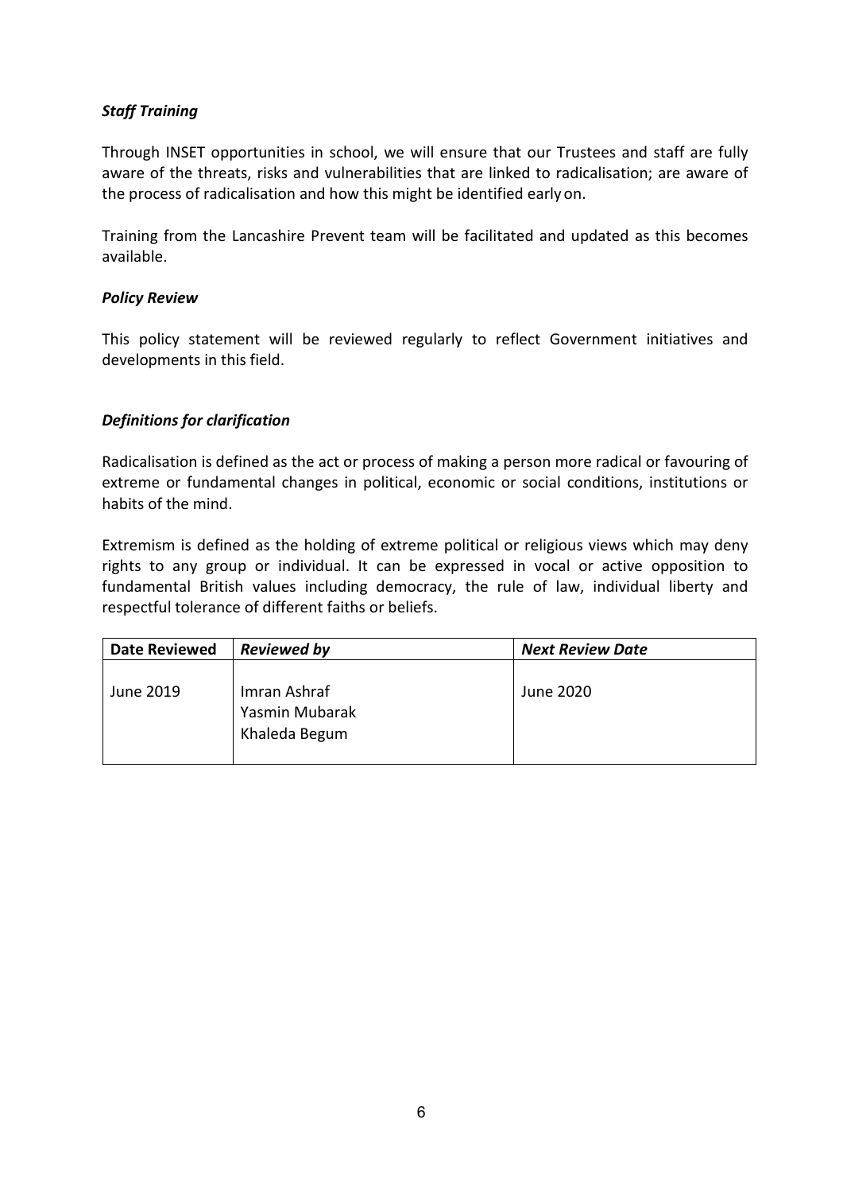### *Staff Training*

Through INSET opportunities in school, we will ensure that our Trustees and staff are fully aware of the threats, risks and vulnerabilities that are linked to radicalisation; are aware of the process of radicalisation and how this might be identified early on.

Training from the Lancashire Prevent team will be facilitated and updated as this becomes available.

### *Policy Review*

This policy statement will be reviewed regularly to reflect Government initiatives and developments in this field.

### *Definitions for clarification*

Radicalisation is defined as the act or process of making a person more radical or favouring of extreme or fundamental changes in political, economic or social conditions, institutions or habits of the mind.

Extremism is defined as the holding of extreme political or religious views which may deny rights to any group or individual. It can be expressed in vocal or active opposition to fundamental British values including democracy, the rule of law, individual liberty and respectful tolerance of different faiths or beliefs.

| **Date Reviewed** | ***Reviewed by*** | ***Next Review Date*** |
|---|---|---|
| June 2019 | Imran Ashraf<br>Yasmin Mubarak<br>Khaleda Begum | June 2020 |